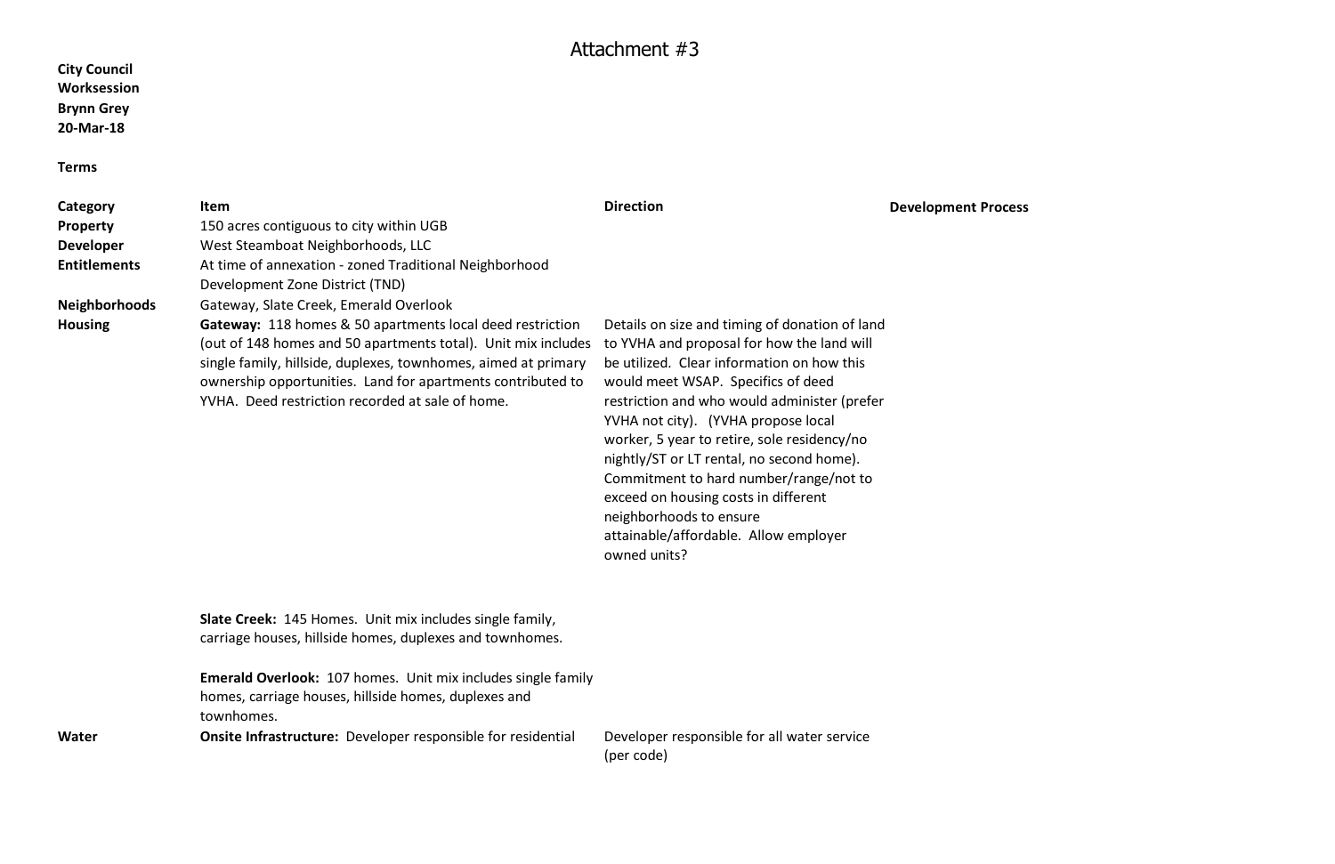# Attachment #3

**City Council**
**Worksession**
**Brynn Grey**
**20-Mar-18**

**Terms**

| **Category** | **Item** | **Direction** | **Development Process** |
|---|---|---|---|
| **Property** | 150 acres contiguous to city within UGB | | |
| **Developer** | West Steamboat Neighborhoods, LLC | | |
| **Entitlements** | At time of annexation - zoned Traditional Neighborhood Development Zone District (TND) | | |
| **Neighborhoods** | Gateway, Slate Creek, Emerald Overlook | | |
| **Housing** | **Gateway:** 118 homes & 50 apartments local deed restriction (out of 148 homes and 50 apartments total). Unit mix includes single family, hillside, duplexes, townhomes, aimed at primary ownership opportunities. Land for apartments contributed to YVHA. Deed restriction recorded at sale of home. | Details on size and timing of donation of land to YVHA and proposal for how the land will be utilized. Clear information on how this would meet WSAP. Specifics of deed restriction and who would administer (prefer YVHA not city). (YVHA propose local worker, 5 year to retire, sole residency/no nightly/ST or LT rental, no second home). Commitment to hard number/range/not to exceed on housing costs in different neighborhoods to ensure attainable/affordable. Allow employer owned units? | |
| | **Slate Creek:** 145 Homes. Unit mix includes single family, carriage houses, hillside homes, duplexes and townhomes. | | |
| | **Emerald Overlook:** 107 homes. Unit mix includes single family homes, carriage houses, hillside homes, duplexes and townhomes. | | |
| **Water** | **Onsite Infrastructure:** Developer responsible for residential | Developer responsible for all water service (per code) | |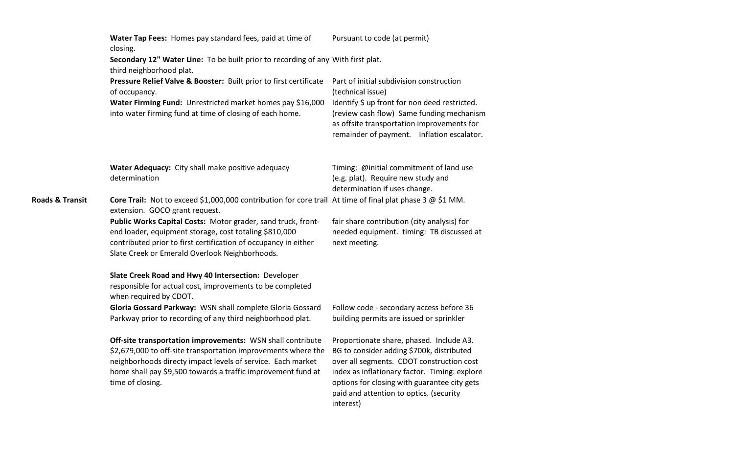| | | |
|---|---|---|
| | **Water Tap Fees:** Homes pay standard fees, paid at time of closing. | Pursuant to code (at permit) |
| | **Secondary 12" Water Line:** To be built prior to recording of any third neighborhood plat. | With first plat. |
| | **Pressure Relief Valve & Booster:** Built prior to first certificate of occupancy. | Part of initial subdivision construction (technical issue) |
| | **Water Firming Fund:** Unrestricted market homes pay $16,000 into water firming fund at time of closing of each home. | Identify $ up front for non deed restricted. (review cash flow) Same funding mechanism as offsite transportation improvements for remainder of payment. Inflation escalator. |
| | **Water Adequacy:** City shall make positive adequacy determination | Timing: @initial commitment of land use (e.g. plat). Require new study and determination if uses change. |
| **Roads & Transit** | **Core Trail:** Not to exceed $1,000,000 contribution for core trail extension. GOCO grant request. | At time of final plat phase 3 @ $1 MM. |
| | **Public Works Capital Costs:** Motor grader, sand truck, front-end loader, equipment storage, cost totaling $810,000 contributed prior to first certification of occupancy in either Slate Creek or Emerald Overlook Neighborhoods. | fair share contribution (city analysis) for needed equipment. timing: TB discussed at next meeting. |
| | **Slate Creek Road and Hwy 40 Intersection:** Developer responsible for actual cost, improvements to be completed when required by CDOT. | |
| | **Gloria Gossard Parkway:** WSN shall complete Gloria Gossard Parkway prior to recording of any third neighborhood plat. | Follow code - secondary access before 36 building permits are issued or sprinkler |
| | **Off-site transportation improvements:** WSN shall contribute $2,679,000 to off-site transportation improvements where the neighborhoods directy impact levels of service. Each market home shall pay $9,500 towards a traffic improvement fund at time of closing. | Proportionate share, phased. Include A3. BG to consider adding $700k, distributed over all segments. CDOT construction cost index as inflationary factor. Timing: explore options for closing with guarantee city gets paid and attention to optics. (security interest) |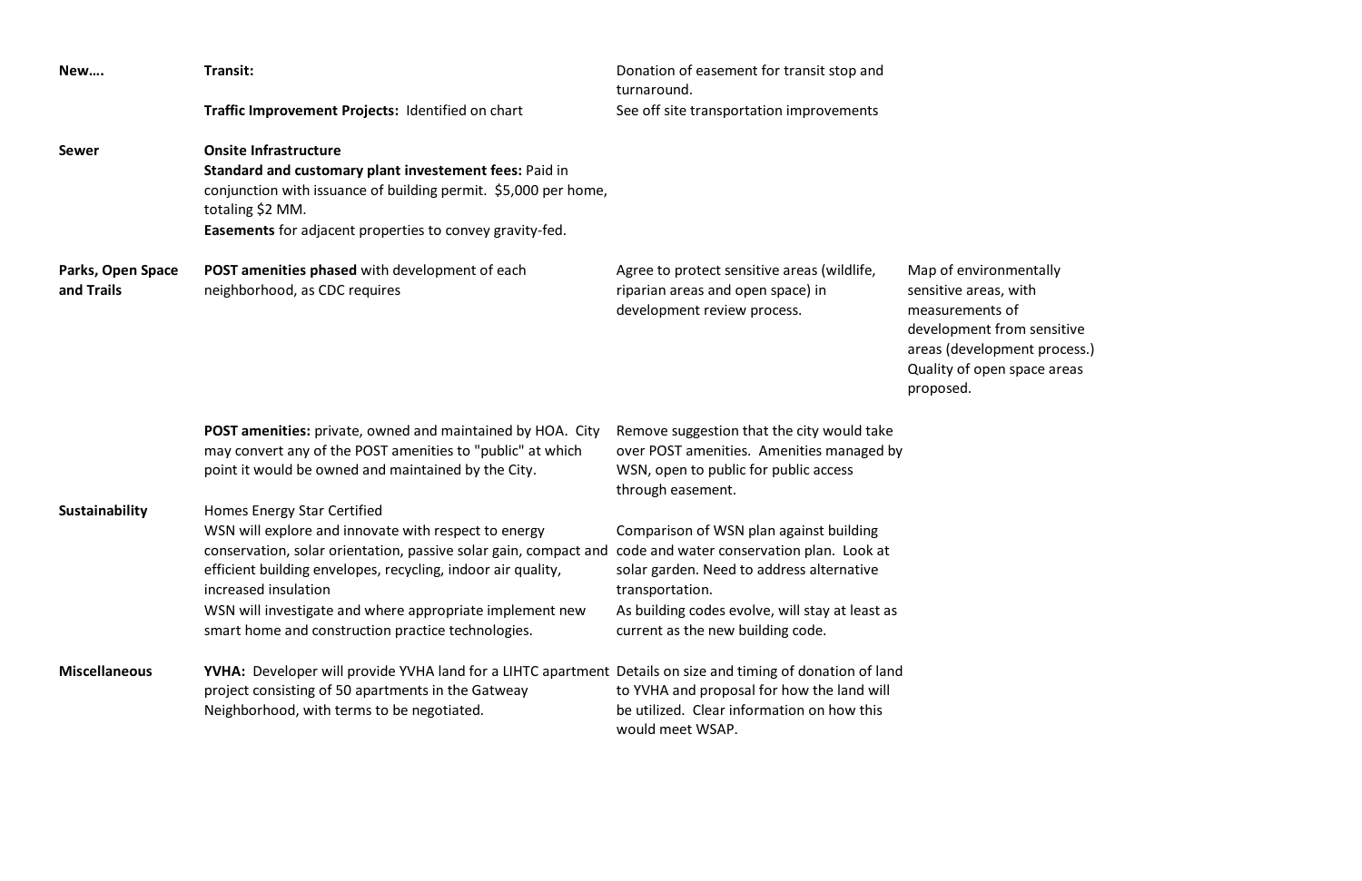| | | | |
|---|---|---|---|
| **New….** | **Transit:** | Donation of easement for transit stop and turnaround. | |
| | **Traffic Improvement Projects:** Identified on chart | See off site transportation improvements | |
| **Sewer** | **Onsite Infrastructure**<br>**Standard and customary plant investement fees:** Paid in conjunction with issuance of building permit. $5,000 per home, totaling $2 MM.<br>**Easements** for adjacent properties to convey gravity-fed. | | |
| **Parks, Open Space and Trails** | **POST amenities phased** with development of each neighborhood, as CDC requires | Agree to protect sensitive areas (wildlife, riparian areas and open space) in development review process. | Map of environmentally sensitive areas, with measurements of development from sensitive areas (development process.) Quality of open space areas proposed. |
| | **POST amenities:** private, owned and maintained by HOA. City may convert any of the POST amenities to "public" at which point it would be owned and maintained by the City. | Remove suggestion that the city would take over POST amenities. Amenities managed by WSN, open to public for public access through easement. | |
| **Sustainability** | Homes Energy Star Certified<br>WSN will explore and innovate with respect to energy conservation, solar orientation, passive solar gain, compact and efficient building envelopes, recycling, indoor air quality, increased insulation<br>WSN will investigate and where appropriate implement new smart home and construction practice technologies. | Comparison of WSN plan against building code and water conservation plan. Look at solar garden. Need to address alternative transportation.<br>As building codes evolve, will stay at least as current as the new building code. | |
| **Miscellaneous** | **YVHA:** Developer will provide YVHA land for a LIHTC apartment project consisting of 50 apartments in the Gatweay Neighborhood, with terms to be negotiated. | Details on size and timing of donation of land to YVHA and proposal for how the land will be utilized. Clear information on how this would meet WSAP. | |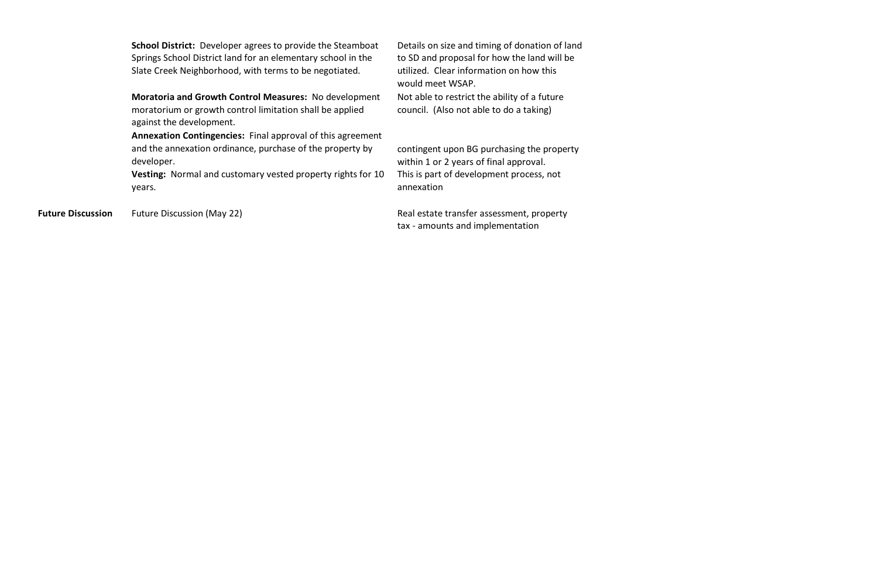| | | |
|---|---|---|
| | **School District:** Developer agrees to provide the Steamboat Springs School District land for an elementary school in the Slate Creek Neighborhood, with terms to be negotiated. | Details on size and timing of donation of land to SD and proposal for how the land will be utilized. Clear information on how this would meet WSAP. |
| | **Moratoria and Growth Control Measures:** No development moratorium or growth control limitation shall be applied against the development. | Not able to restrict the ability of a future council. (Also not able to do a taking) |
| | **Annexation Contingencies:** Final approval of this agreement and the annexation ordinance, purchase of the property by developer. | contingent upon BG purchasing the property within 1 or 2 years of final approval. |
| | **Vesting:** Normal and customary vested property rights for 10 years. | This is part of development process, not annexation |
| **Future Discussion** | Future Discussion (May 22) | Real estate transfer assessment, property tax - amounts and implementation |